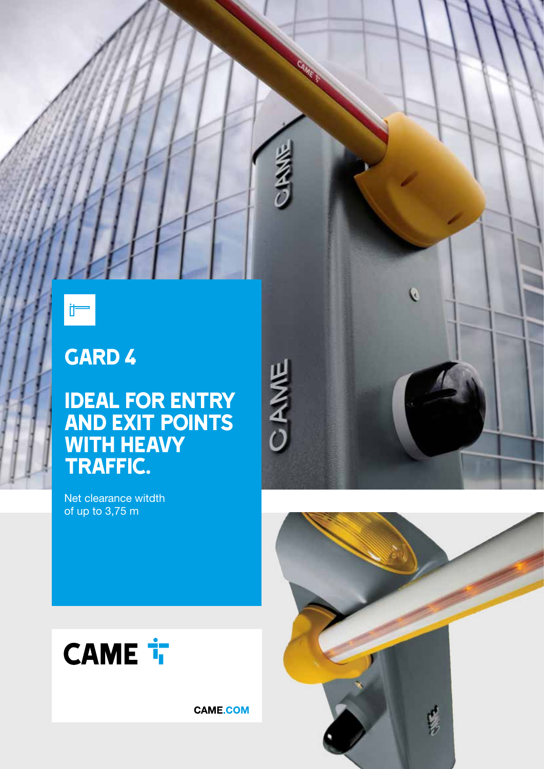# GARD 4

## IDEAL FOR ENTRY AND EXIT POINTS WITH HEAVY TRAFFIC.

Net clearance witdth
of up to 3,75 m

CAME

CAME.COM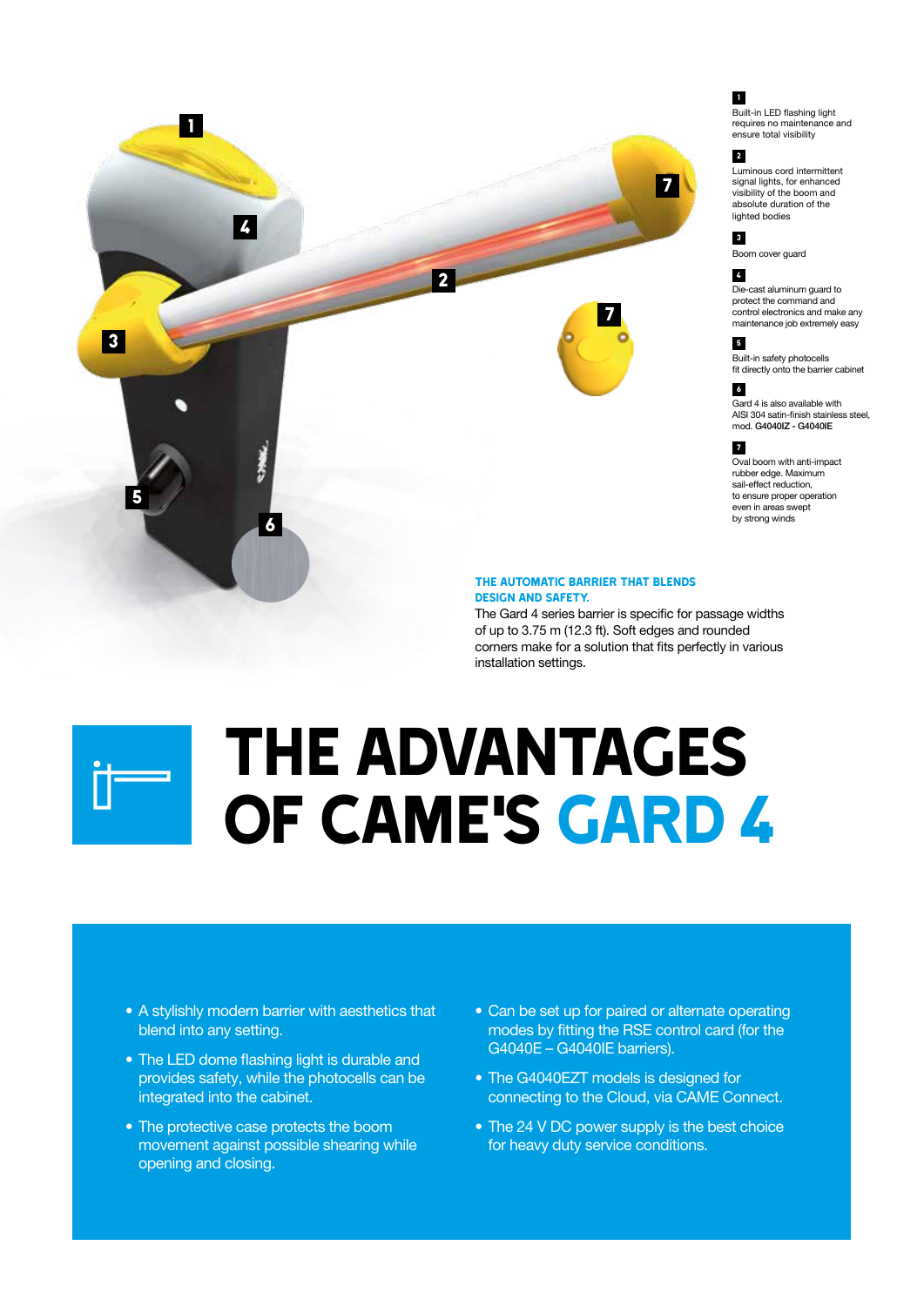**1**
Built-in LED flashing light requires no maintenance and ensure total visibility

**2**
Luminous cord intermittent signal lights, for enhanced visibility of the boom and absolute duration of the lighted bodies

**3**
Boom cover guard

**4**
Die-cast aluminum guard to protect the command and control electronics and make any maintenance job extremely easy

**5**
Built-in safety photocells fit directly onto the barrier cabinet

**6**
Gard 4 is also available with AISI 304 satin-finish stainless steel, mod. **G4040IZ - G4040IE**

**7**
Oval boom with anti-impact rubber edge. Maximum sail-effect reduction, to ensure proper operation even in areas swept by strong winds

### THE AUTOMATIC BARRIER THAT BLENDS DESIGN AND SAFETY.

The Gard 4 series barrier is specific for passage widths of up to 3.75 m (12.3 ft). Soft edges and rounded corners make for a solution that fits perfectly in various installation settings.

# THE ADVANTAGES OF CAME'S GARD 4

- A stylishly modern barrier with aesthetics that blend into any setting.
- The LED dome flashing light is durable and provides safety, while the photocells can be integrated into the cabinet.
- The protective case protects the boom movement against possible shearing while opening and closing.
- Can be set up for paired or alternate operating modes by fitting the RSE control card (for the G4040E – G4040IE barriers).
- The G4040EZT models is designed for connecting to the Cloud, via CAME Connect.
- The 24 V DC power supply is the best choice for heavy duty service conditions.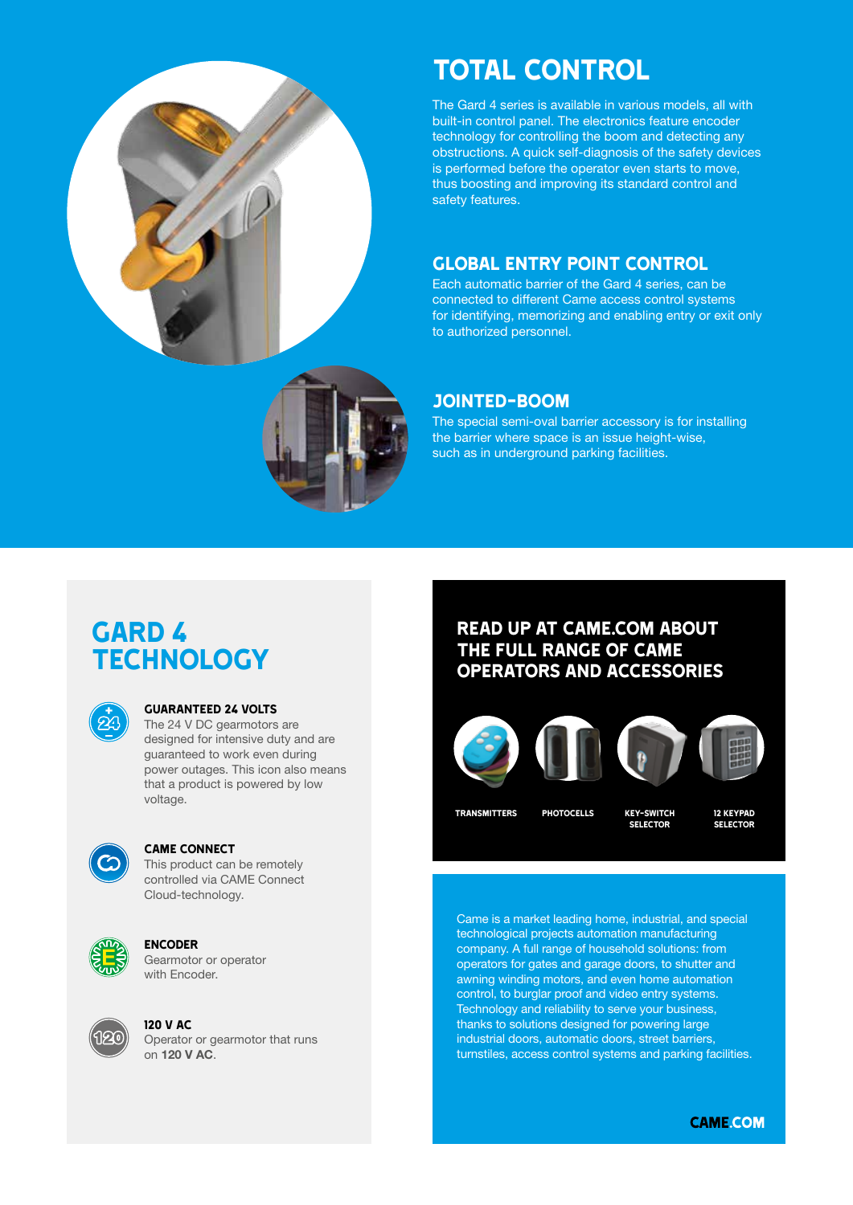## TOTAL CONTROL

The Gard 4 series is available in various models, all with built-in control panel. The electronics feature encoder technology for controlling the boom and detecting any obstructions. A quick self-diagnosis of the safety devices is performed before the operator even starts to move, thus boosting and improving its standard control and safety features.

## GLOBAL ENTRY POINT CONTROL

Each automatic barrier of the Gard 4 series, can be connected to different Came access control systems for identifying, memorizing and enabling entry or exit only to authorized personnel.

## JOINTED-BOOM

The special semi-oval barrier accessory is for installing the barrier where space is an issue height-wise, such as in underground parking facilities.

## GARD 4 TECHNOLOGY

**GUARANTEED 24 VOLTS**
The 24 V DC gearmotors are designed for intensive duty and are guaranteed to work even during power outages. This icon also means that a product is powered by low voltage.

**CAME CONNECT**
This product can be remotely controlled via CAME Connect Cloud-technology.

**ENCODER**
Gearmotor or operator with Encoder.

**120 V AC**
Operator or gearmotor that runs on **120 V AC**.

## READ UP AT CAME.COM ABOUT THE FULL RANGE OF CAME OPERATORS AND ACCESSORIES

TRANSMITTERS

PHOTOCELLS

KEY-SWITCH SELECTOR

12 KEYPAD SELECTOR

Came is a market leading home, industrial, and special technological projects automation manufacturing company. A full range of household solutions: from operators for gates and garage doors, to shutter and awning winding motors, and even home automation control, to burglar proof and video entry systems. Technology and reliability to serve your business, thanks to solutions designed for powering large industrial doors, automatic doors, street barriers, turnstiles, access control systems and parking facilities.

CAME.COM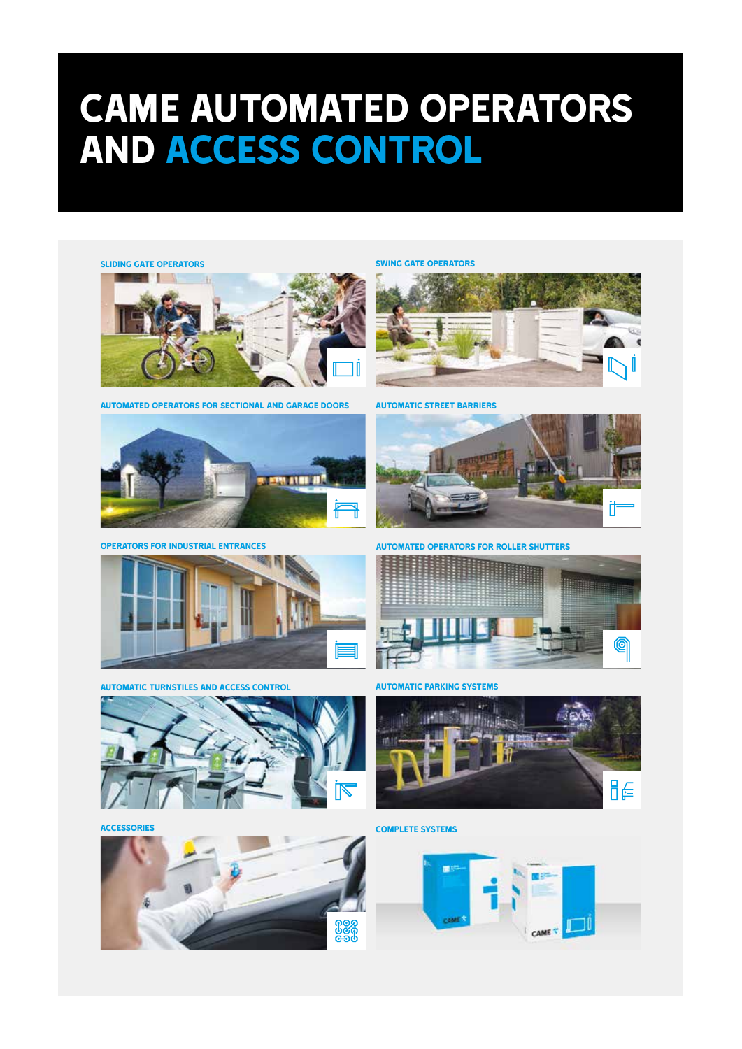# CAME AUTOMATED OPERATORS AND ACCESS CONTROL

**SLIDING GATE OPERATORS**

**SWING GATE OPERATORS**

**AUTOMATED OPERATORS FOR SECTIONAL AND GARAGE DOORS**

**AUTOMATIC STREET BARRIERS**

**OPERATORS FOR INDUSTRIAL ENTRANCES**

**AUTOMATED OPERATORS FOR ROLLER SHUTTERS**

**AUTOMATIC TURNSTILES AND ACCESS CONTROL**

**AUTOMATIC PARKING SYSTEMS**

**ACCESSORIES**

**COMPLETE SYSTEMS**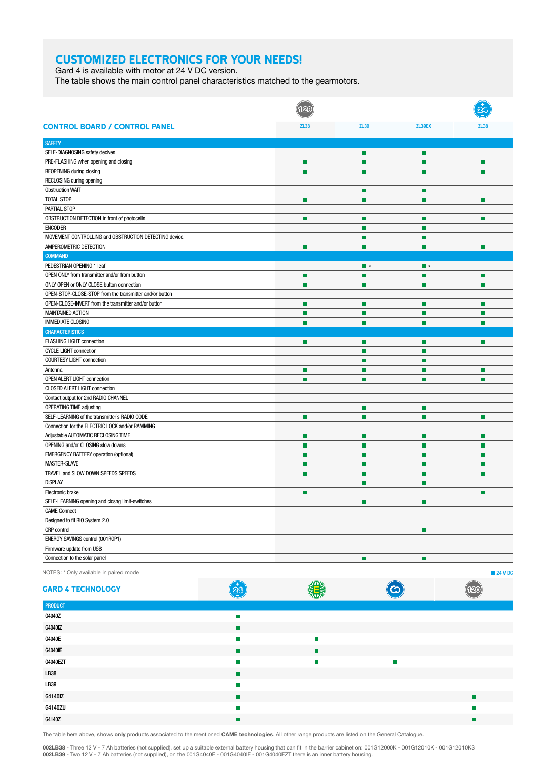## CUSTOMIZED ELECTRONICS FOR YOUR NEEDS!

Gard 4 is available with motor at 24 V DC version.
The table shows the main control panel characteristics matched to the gearmotors.

| CONTROL BOARD / CONTROL PANEL | ZL38 (120) | ZL39 | ZL39EX | ZL38 (24) |
|---|---|---|---|---|
| **SAFETY** | | | | |
| SELF-DIAGNOSING safety decives | | ■ | ■ | |
| PRE-FLASHING when opening and closing | ■ | ■ | ■ | ■ |
| REOPENING during closing | ■ | ■ | ■ | ■ |
| RECLOSING during opening | | | | |
| Obstruction WAIT | | ■ | ■ | |
| TOTAL STOP | ■ | ■ | ■ | ■ |
| PARTIAL STOP | | | | |
| OBSTRUCTION DETECTION in front of photocells | ■ | ■ | ■ | ■ |
| ENCODER | | ■ | ■ | |
| MOVEMENT CONTROLLING and OBSTRUCTION DETECTING device. | | ■ | ■ | |
| AMPEROMETRIC DETECTION | ■ | ■ | ■ | ■ |
| **COMMAND** | | | | |
| PEDESTRIAN OPENING 1 leaf | | ■ * | ■ * | |
| OPEN ONLY from transmitter and/or from button | ■ | ■ | ■ | ■ |
| ONLY OPEN or ONLY CLOSE button connection | ■ | ■ | ■ | ■ |
| OPEN-STOP-CLOSE-STOP from the transmitter and/or button | | | | |
| OPEN-CLOSE-INVERT from the transmitter and/or button | ■ | ■ | ■ | ■ |
| MAINTAINED ACTION | ■ | ■ | ■ | ■ |
| IMMEDIATE CLOSING | ■ | ■ | ■ | ■ |
| **CHARACTERISTICS** | | | | |
| FLASHING LIGHT connection | ■ | ■ | ■ | ■ |
| CYCLE LIGHT connection | | ■ | ■ | |
| COURTESY LIGHT connection | | ■ | ■ | |
| Antenna | ■ | ■ | ■ | ■ |
| OPEN ALERT LIGHT connection | ■ | ■ | ■ | ■ |
| CLOSED ALERT LIGHT connection | | | | |
| Contact output for 2nd RADIO CHANNEL | | | | |
| OPERATING TIME adjusting | | ■ | ■ | |
| SELF-LEARNING of the transmitter's RADIO CODE | ■ | ■ | ■ | ■ |
| Connection for the ELECTRIC LOCK and/or RAMMING | | | | |
| Adjustable AUTOMATIC RECLOSING TIME | ■ | ■ | ■ | ■ |
| OPENING and/or CLOSING slow downs | ■ | ■ | ■ | ■ |
| EMERGENCY BATTERY operation (optional) | ■ | ■ | ■ | ■ |
| MASTER-SLAVE | ■ | ■ | ■ | ■ |
| TRAVEL and SLOW DOWN SPEEDS SPEEDS | ■ | ■ | ■ | ■ |
| DISPLAY | | ■ | ■ | |
| Electronic brake | ■ | | | ■ |
| SELF-LEARNING opening and closng limit-switches | | ■ | ■ | |
| CAME Connect | | | | |
| Designed to fit RIO System 2.0 | | | | |
| CRP control | | | ■ | |
| ENERGY SAVINGS control (001RGP1) | | | | |
| Firmware update from USB | | | | |
| Connection to the solar panel | | ■ | ■ | |

NOTES: * Only available in paired mode

■ 24 V DC

## GARD 4 TECHNOLOGY

| PRODUCT | 24 | E | Connect | 120 |
|---|---|---|---|---|
| G4040Z | ■ | | | |
| G4040IZ | ■ | | | |
| G4040E | ■ | ■ | | |
| G4040IE | ■ | ■ | | |
| G4040EZT | ■ | ■ | ■ | |
| LB38 | ■ | | | |
| LB39 | ■ | | | |
| G4140IZ | ■ | | | ■ |
| G4140ZU | ■ | | | ■ |
| G4140Z | ■ | | | ■ |

The table here above, shows **only** products associated to the mentioned **CAME technologies**. All other range products are listed on the General Catalogue.

**002LB38** - Three 12 V - 7 Ah batteries (not supplied), set up a suitable external battery housing that can fit in the barrier cabinet on: 001G12000K - 001G12010K - 001G12010KS
**002LB39** - Two 12 V - 7 Ah batteries (not supplied), on the 001G4040E - 001G4040IE - 001G4040EZT there is an inner battery housing.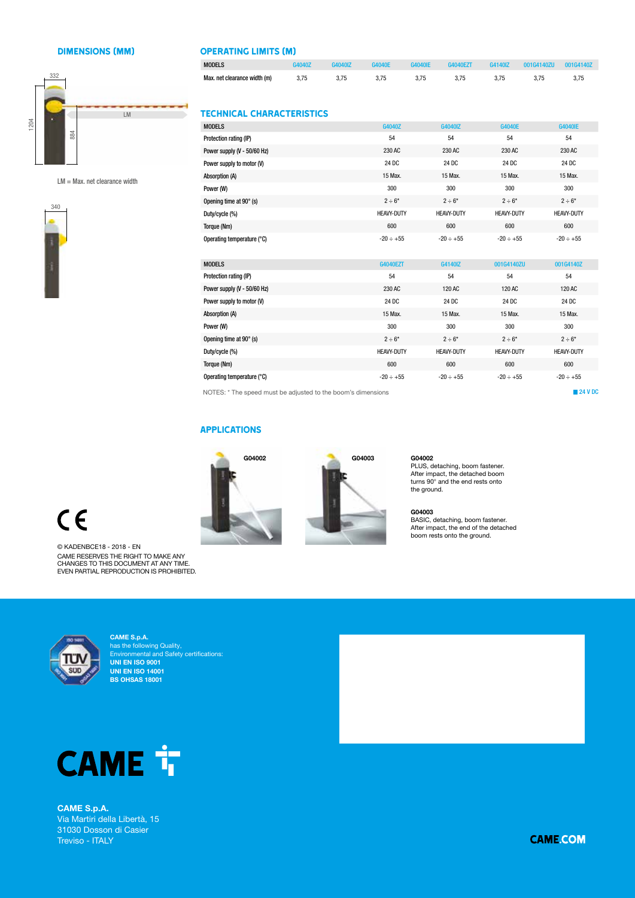## DIMENSIONS (MM)

332

1204

884

LM

LM = Max. net clearance width

340

## OPERATING LIMITS (M)

| MODELS | G4040Z | G4040IZ | G4040E | G4040IE | G4040EZT | G4140IZ | 001G4140ZU | 001G4140Z |
|---|---|---|---|---|---|---|---|---|
| Max. net clearance width (m) | 3,75 | 3,75 | 3,75 | 3,75 | 3,75 | 3,75 | 3,75 | 3,75 |

## TECHNICAL CHARACTERISTICS

| MODELS | G4040Z | G4040IZ | G4040E | G4040IE |
|---|---|---|---|---|
| Protection rating (IP) | 54 | 54 | 54 | 54 |
| Power supply (V - 50/60 Hz) | 230 AC | 230 AC | 230 AC | 230 AC |
| Power supply to motor (V) | 24 DC | 24 DC | 24 DC | 24 DC |
| Absorption (A) | 15 Max. | 15 Max. | 15 Max. | 15 Max. |
| Power (W) | 300 | 300 | 300 | 300 |
| Opening time at 90° (s) | 2 ÷ 6* | 2 ÷ 6* | 2 ÷ 6* | 2 ÷ 6* |
| Duty/cycle (%) | HEAVY-DUTY | HEAVY-DUTY | HEAVY-DUTY | HEAVY-DUTY |
| Torque (Nm) | 600 | 600 | 600 | 600 |
| Operating temperature (°C) | -20 ÷ +55 | -20 ÷ +55 | -20 ÷ +55 | -20 ÷ +55 |

| MODELS | G4040EZT | G4140IZ | 001G4140ZU | 001G4140Z |
|---|---|---|---|---|
| Protection rating (IP) | 54 | 54 | 54 | 54 |
| Power supply (V - 50/60 Hz) | 230 AC | 120 AC | 120 AC | 120 AC |
| Power supply to motor (V) | 24 DC | 24 DC | 24 DC | 24 DC |
| Absorption (A) | 15 Max. | 15 Max. | 15 Max. | 15 Max. |
| Power (W) | 300 | 300 | 300 | 300 |
| Opening time at 90° (s) | 2 ÷ 6* | 2 ÷ 6* | 2 ÷ 6* | 2 ÷ 6* |
| Duty/cycle (%) | HEAVY-DUTY | HEAVY-DUTY | HEAVY-DUTY | HEAVY-DUTY |
| Torque (Nm) | 600 | 600 | 600 | 600 |
| Operating temperature (°C) | -20 ÷ +55 | -20 ÷ +55 | -20 ÷ +55 | -20 ÷ +55 |

NOTES: * The speed must be adjusted to the boom's dimensions

■ 24 V DC

## APPLICATIONS

G04002

G04003

**G04002**
PLUS, detaching, boom fastener.
After impact, the detached boom turns 90° and the end rests onto the ground.

**G04003**
BASIC, detaching, boom fastener.
After impact, the end of the detached boom rests onto the ground.

CE

© KADENBCE18 - 2018 - EN
CAME RESERVES THE RIGHT TO MAKE ANY CHANGES TO THIS DOCUMENT AT ANY TIME.
EVEN PARTIAL REPRODUCTION IS PROHIBITED.

**CAME S.p.A.**
has the following Quality, Environmental and Safety certifications:
**UNI EN ISO 9001**
**UNI EN ISO 14001**
**BS OHSAS 18001**

CAME

**CAME S.p.A.**
Via Martiri della Libertà, 15
31030 Dosson di Casier
Treviso - ITALY

CAME.COM